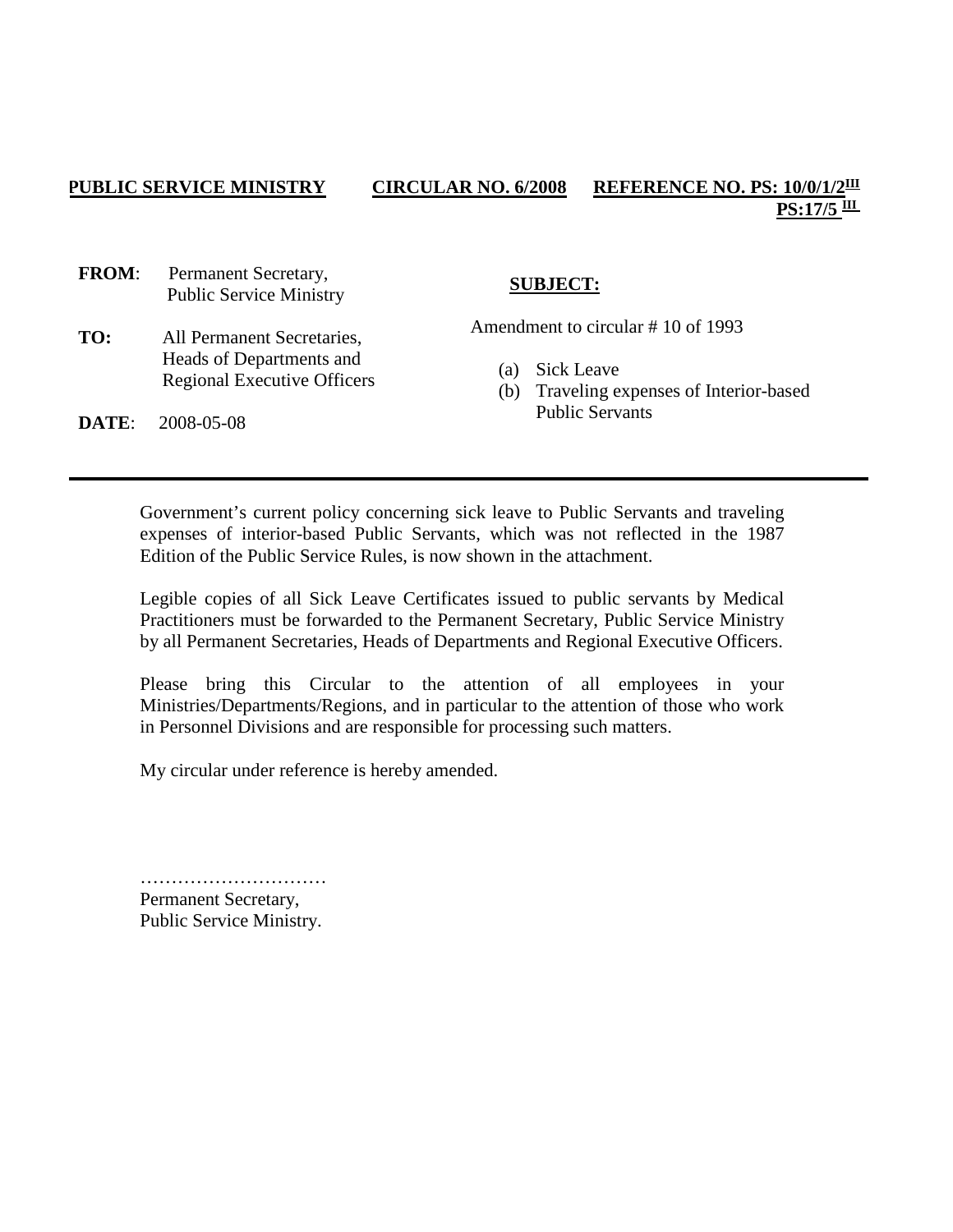**PUBLIC SERVICE MINISTRY** **CIRCULAR NO. 6/2008** **REFERENCE NO. PS: 10/0/1/2[III]**
**PS:17/5 [III]**

**FROM**: Permanent Secretary,
Public Service Ministry

**TO:** All Permanent Secretaries,
Heads of Departments and
Regional Executive Officers

**DATE**: 2008-05-08

**SUBJECT:**

Amendment to circular # 10 of 1993

(a) Sick Leave
(b) Traveling expenses of Interior-based Public Servants

---

Government's current policy concerning sick leave to Public Servants and traveling expenses of interior-based Public Servants, which was not reflected in the 1987 Edition of the Public Service Rules, is now shown in the attachment.

Legible copies of all Sick Leave Certificates issued to public servants by Medical Practitioners must be forwarded to the Permanent Secretary, Public Service Ministry by all Permanent Secretaries, Heads of Departments and Regional Executive Officers.

Please bring this Circular to the attention of all employees in your Ministries/Departments/Regions, and in particular to the attention of those who work in Personnel Divisions and are responsible for processing such matters.

My circular under reference is hereby amended.

…………………………
Permanent Secretary,
Public Service Ministry.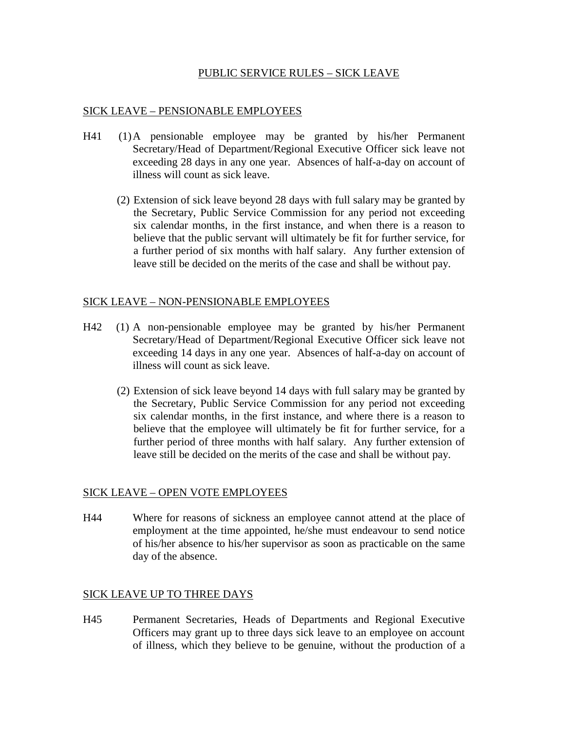## PUBLIC SERVICE RULES – SICK LEAVE

### SICK LEAVE – PENSIONABLE EMPLOYEES

H41 (1) A pensionable employee may be granted by his/her Permanent Secretary/Head of Department/Regional Executive Officer sick leave not exceeding 28 days in any one year. Absences of half-a-day on account of illness will count as sick leave.

(2) Extension of sick leave beyond 28 days with full salary may be granted by the Secretary, Public Service Commission for any period not exceeding six calendar months, in the first instance, and when there is a reason to believe that the public servant will ultimately be fit for further service, for a further period of six months with half salary. Any further extension of leave still be decided on the merits of the case and shall be without pay.

### SICK LEAVE – NON-PENSIONABLE EMPLOYEES

H42 (1) A non-pensionable employee may be granted by his/her Permanent Secretary/Head of Department/Regional Executive Officer sick leave not exceeding 14 days in any one year. Absences of half-a-day on account of illness will count as sick leave.

(2) Extension of sick leave beyond 14 days with full salary may be granted by the Secretary, Public Service Commission for any period not exceeding six calendar months, in the first instance, and where there is a reason to believe that the employee will ultimately be fit for further service, for a further period of three months with half salary. Any further extension of leave still be decided on the merits of the case and shall be without pay.

### SICK LEAVE – OPEN VOTE EMPLOYEES

H44 Where for reasons of sickness an employee cannot attend at the place of employment at the time appointed, he/she must endeavour to send notice of his/her absence to his/her supervisor as soon as practicable on the same day of the absence.

### SICK LEAVE UP TO THREE DAYS

H45 Permanent Secretaries, Heads of Departments and Regional Executive Officers may grant up to three days sick leave to an employee on account of illness, which they believe to be genuine, without the production of a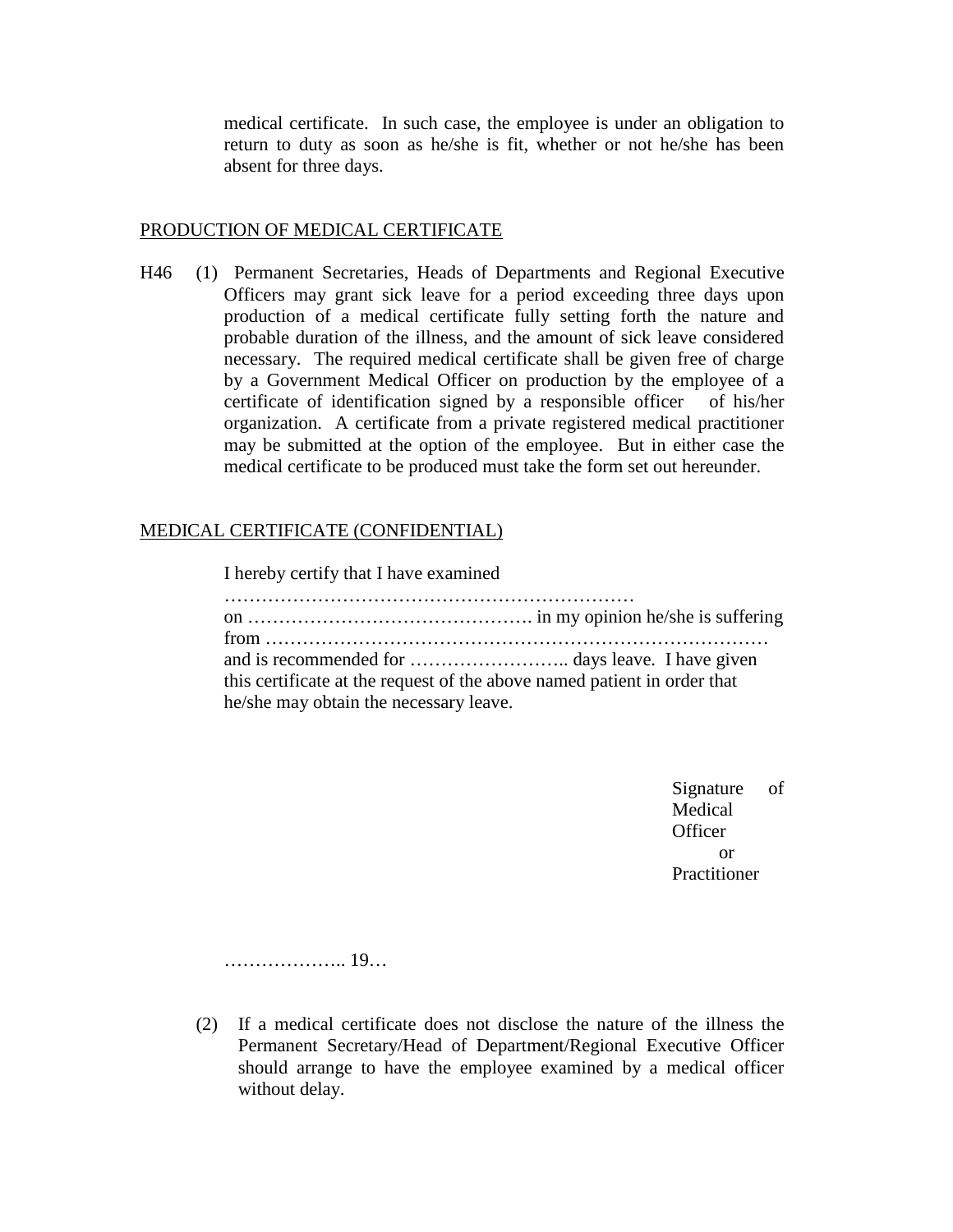medical certificate. In such case, the employee is under an obligation to return to duty as soon as he/she is fit, whether or not he/she has been absent for three days.

PRODUCTION OF MEDICAL CERTIFICATE

H46 (1) Permanent Secretaries, Heads of Departments and Regional Executive Officers may grant sick leave for a period exceeding three days upon production of a medical certificate fully setting forth the nature and probable duration of the illness, and the amount of sick leave considered necessary. The required medical certificate shall be given free of charge by a Government Medical Officer on production by the employee of a certificate of identification signed by a responsible officer of his/her organization. A certificate from a private registered medical practitioner may be submitted at the option of the employee. But in either case the medical certificate to be produced must take the form set out hereunder.

MEDICAL CERTIFICATE (CONFIDENTIAL)

I hereby certify that I have examined …………………………………………………………
on ………………………………………. in my opinion he/she is suffering from ………………………………………………………………………
and is recommended for …………………….. days leave. I have given this certificate at the request of the above named patient in order that he/she may obtain the necessary leave.

Signature of Medical Officer
or
Practitioner

……………….. 19…

(2) If a medical certificate does not disclose the nature of the illness the Permanent Secretary/Head of Department/Regional Executive Officer should arrange to have the employee examined by a medical officer without delay.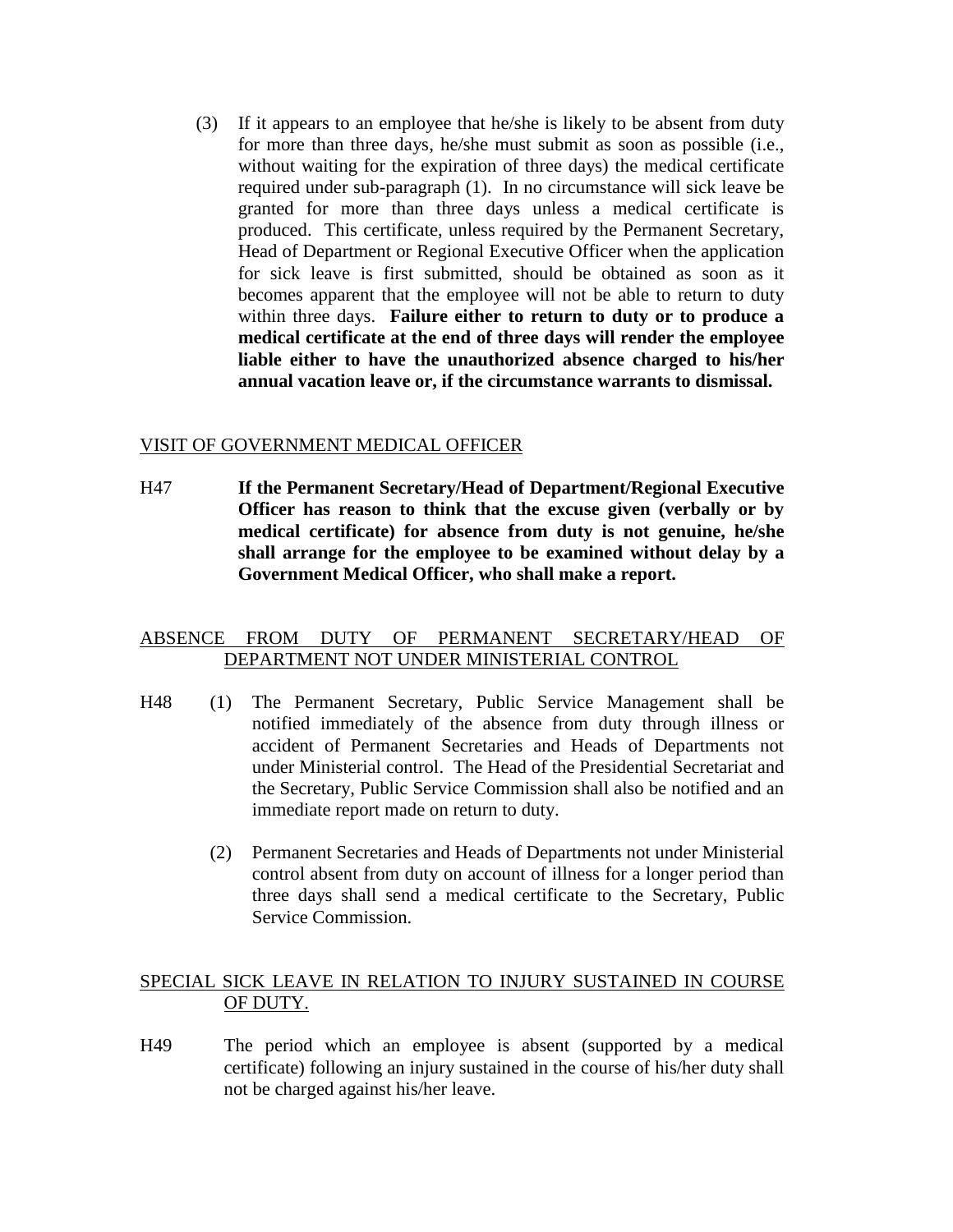(3) If it appears to an employee that he/she is likely to be absent from duty for more than three days, he/she must submit as soon as possible (i.e., without waiting for the expiration of three days) the medical certificate required under sub-paragraph (1). In no circumstance will sick leave be granted for more than three days unless a medical certificate is produced. This certificate, unless required by the Permanent Secretary, Head of Department or Regional Executive Officer when the application for sick leave is first submitted, should be obtained as soon as it becomes apparent that the employee will not be able to return to duty within three days. **Failure either to return to duty or to produce a medical certificate at the end of three days will render the employee liable either to have the unauthorized absence charged to his/her annual vacation leave or, if the circumstance warrants to dismissal.**

<u>VISIT OF GOVERNMENT MEDICAL OFFICER</u>

H47 **If the Permanent Secretary/Head of Department/Regional Executive Officer has reason to think that the excuse given (verbally or by medical certificate) for absence from duty is not genuine, he/she shall arrange for the employee to be examined without delay by a Government Medical Officer, who shall make a report.**

<u>ABSENCE FROM DUTY OF PERMANENT SECRETARY/HEAD OF DEPARTMENT NOT UNDER MINISTERIAL CONTROL</u>

H48 (1) The Permanent Secretary, Public Service Management shall be notified immediately of the absence from duty through illness or accident of Permanent Secretaries and Heads of Departments not under Ministerial control. The Head of the Presidential Secretariat and the Secretary, Public Service Commission shall also be notified and an immediate report made on return to duty.

(2) Permanent Secretaries and Heads of Departments not under Ministerial control absent from duty on account of illness for a longer period than three days shall send a medical certificate to the Secretary, Public Service Commission.

<u>SPECIAL SICK LEAVE IN RELATION TO INJURY SUSTAINED IN COURSE OF DUTY.</u>

H49 The period which an employee is absent (supported by a medical certificate) following an injury sustained in the course of his/her duty shall not be charged against his/her leave.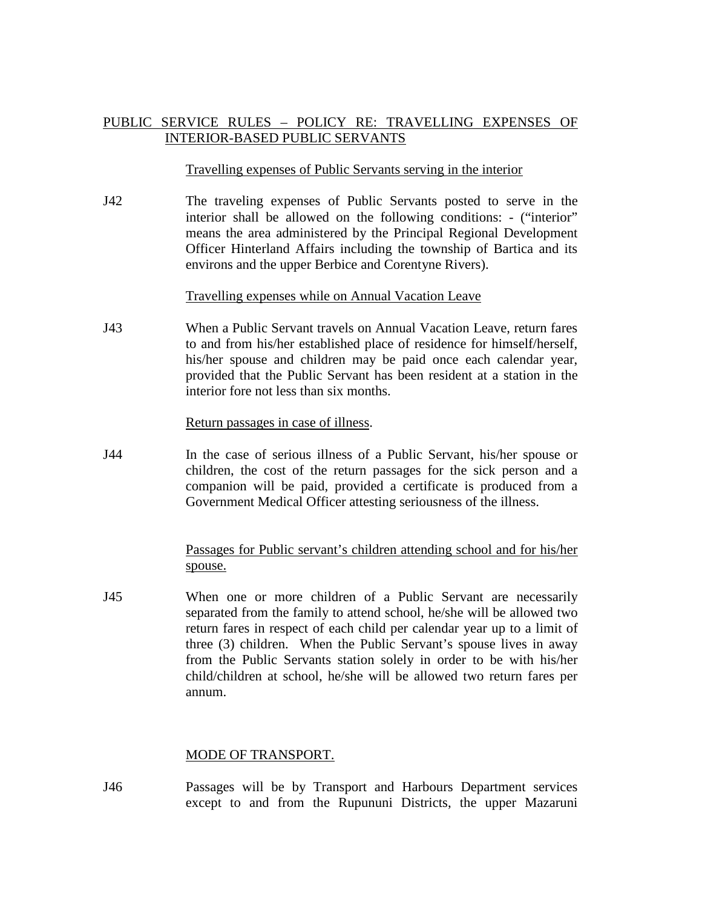# PUBLIC SERVICE RULES – POLICY RE: TRAVELLING EXPENSES OF INTERIOR-BASED PUBLIC SERVANTS

## Travelling expenses of Public Servants serving in the interior

J42 The traveling expenses of Public Servants posted to serve in the interior shall be allowed on the following conditions: - ("interior" means the area administered by the Principal Regional Development Officer Hinterland Affairs including the township of Bartica and its environs and the upper Berbice and Corentyne Rivers).

## Travelling expenses while on Annual Vacation Leave

J43 When a Public Servant travels on Annual Vacation Leave, return fares to and from his/her established place of residence for himself/herself, his/her spouse and children may be paid once each calendar year, provided that the Public Servant has been resident at a station in the interior fore not less than six months.

## Return passages in case of illness.

J44 In the case of serious illness of a Public Servant, his/her spouse or children, the cost of the return passages for the sick person and a companion will be paid, provided a certificate is produced from a Government Medical Officer attesting seriousness of the illness.

## Passages for Public servant's children attending school and for his/her spouse.

J45 When one or more children of a Public Servant are necessarily separated from the family to attend school, he/she will be allowed two return fares in respect of each child per calendar year up to a limit of three (3) children. When the Public Servant's spouse lives in away from the Public Servants station solely in order to be with his/her child/children at school, he/she will be allowed two return fares per annum.

## MODE OF TRANSPORT.

J46 Passages will be by Transport and Harbours Department services except to and from the Rupununi Districts, the upper Mazaruni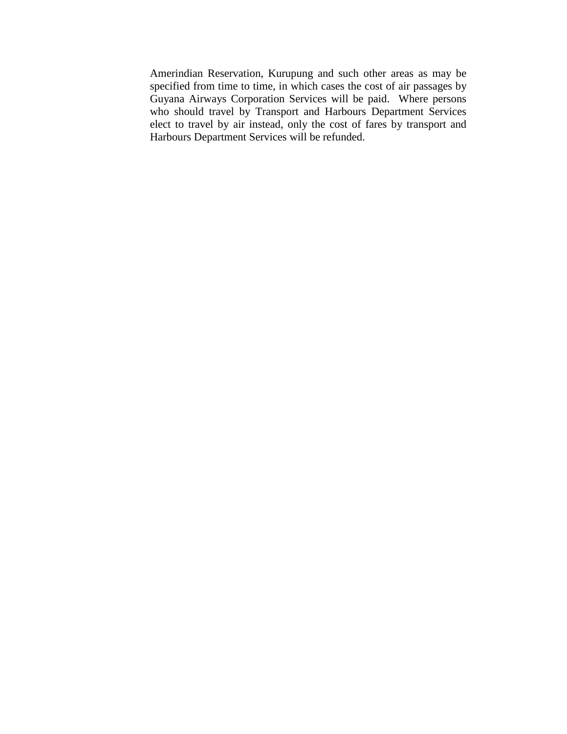Amerindian Reservation, Kurupung and such other areas as may be specified from time to time, in which cases the cost of air passages by Guyana Airways Corporation Services will be paid. Where persons who should travel by Transport and Harbours Department Services elect to travel by air instead, only the cost of fares by transport and Harbours Department Services will be refunded.